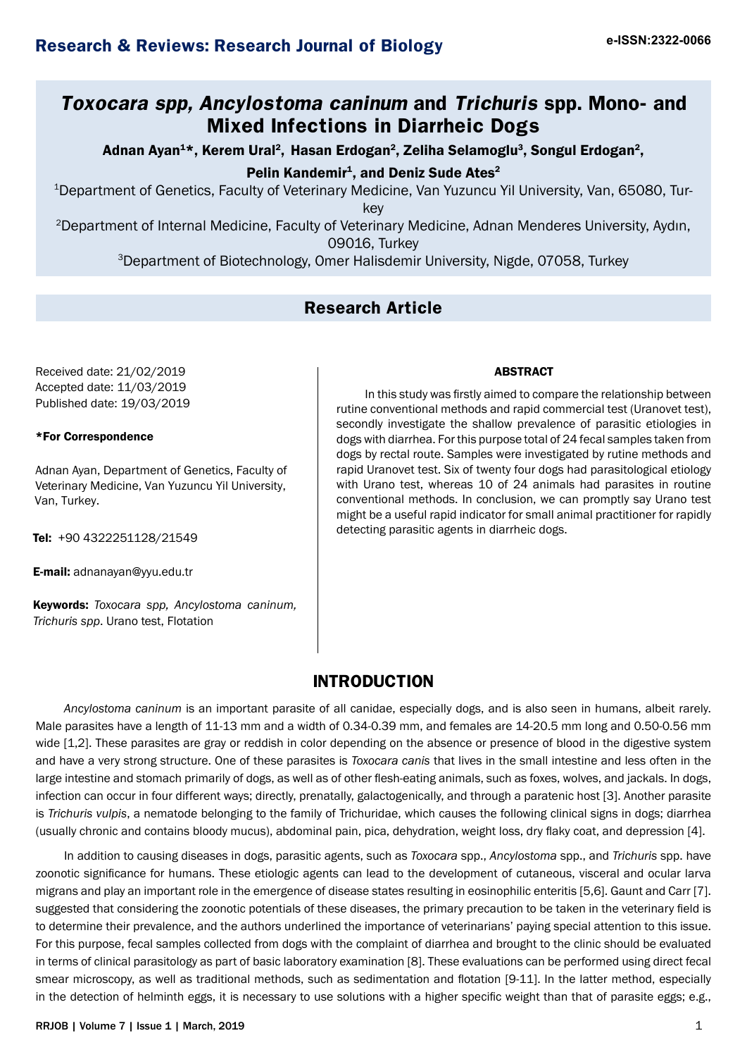# *Toxocara spp, Ancylostoma caninum* and *Trichuris* spp. Mono- and Mixed Infections in Diarrheic Dogs

**Adnan Ayan[1]\*, Kerem Ural[2], Hasan Erdogan[2], Zeliha Selamoglu[3], Songul Erdogan[2], Pelin Kandemir[1], and Deniz Sude Ates[2]**

[1]Department of Genetics, Faculty of Veterinary Medicine, Van Yuzuncu Yil University, Van, 65080, Turkey

[2]Department of Internal Medicine, Faculty of Veterinary Medicine, Adnan Menderes University, Aydın, 09016, Turkey

[3]Department of Biotechnology, Omer Halisdemir University, Nigde, 07058, Turkey

## Research Article

Received date: 21/02/2019
Accepted date: 11/03/2019
Published date: 19/03/2019

**\*For Correspondence**

Adnan Ayan, Department of Genetics, Faculty of Veterinary Medicine, Van Yuzuncu Yil University, Van, Turkey.

**Tel:** +90 4322251128/21549

**E-mail:** adnanayan@yyu.edu.tr

**Keywords:** *Toxocara spp, Ancylostoma caninum, Trichuris spp*. Urano test, Flotation

### ABSTRACT

In this study was firstly aimed to compare the relationship between rutine conventional methods and rapid commercial test (Uranovet test), secondly investigate the shallow prevalence of parasitic etiologies in dogs with diarrhea. For this purpose total of 24 fecal samples taken from dogs by rectal route. Samples were investigated by rutine methods and rapid Uranovet test. Six of twenty four dogs had parasitological etiology with Urano test, whereas 10 of 24 animals had parasites in routine conventional methods. In conclusion, we can promptly say Urano test might be a useful rapid indicator for small animal practitioner for rapidly detecting parasitic agents in diarrheic dogs.

## INTRODUCTION

*Ancylostoma caninum* is an important parasite of all canidae, especially dogs, and is also seen in humans, albeit rarely. Male parasites have a length of 11-13 mm and a width of 0.34-0.39 mm, and females are 14-20.5 mm long and 0.50-0.56 mm wide [1,2]. These parasites are gray or reddish in color depending on the absence or presence of blood in the digestive system and have a very strong structure. One of these parasites is *Toxocara canis* that lives in the small intestine and less often in the large intestine and stomach primarily of dogs, as well as of other flesh-eating animals, such as foxes, wolves, and jackals. In dogs, infection can occur in four different ways; directly, prenatally, galactogenically, and through a paratenic host [3]. Another parasite is *Trichuris vulpis*, a nematode belonging to the family of Trichuridae, which causes the following clinical signs in dogs; diarrhea (usually chronic and contains bloody mucus), abdominal pain, pica, dehydration, weight loss, dry flaky coat, and depression [4].

In addition to causing diseases in dogs, parasitic agents, such as *Toxocara* spp., *Ancylostoma* spp., and *Trichuris* spp. have zoonotic significance for humans. These etiologic agents can lead to the development of cutaneous, visceral and ocular larva migrans and play an important role in the emergence of disease states resulting in eosinophilic enteritis [5,6]. Gaunt and Carr [7]. suggested that considering the zoonotic potentials of these diseases, the primary precaution to be taken in the veterinary field is to determine their prevalence, and the authors underlined the importance of veterinarians' paying special attention to this issue. For this purpose, fecal samples collected from dogs with the complaint of diarrhea and brought to the clinic should be evaluated in terms of clinical parasitology as part of basic laboratory examination [8]. These evaluations can be performed using direct fecal smear microscopy, as well as traditional methods, such as sedimentation and flotation [9-11]. In the latter method, especially in the detection of helminth eggs, it is necessary to use solutions with a higher specific weight than that of parasite eggs; e.g.,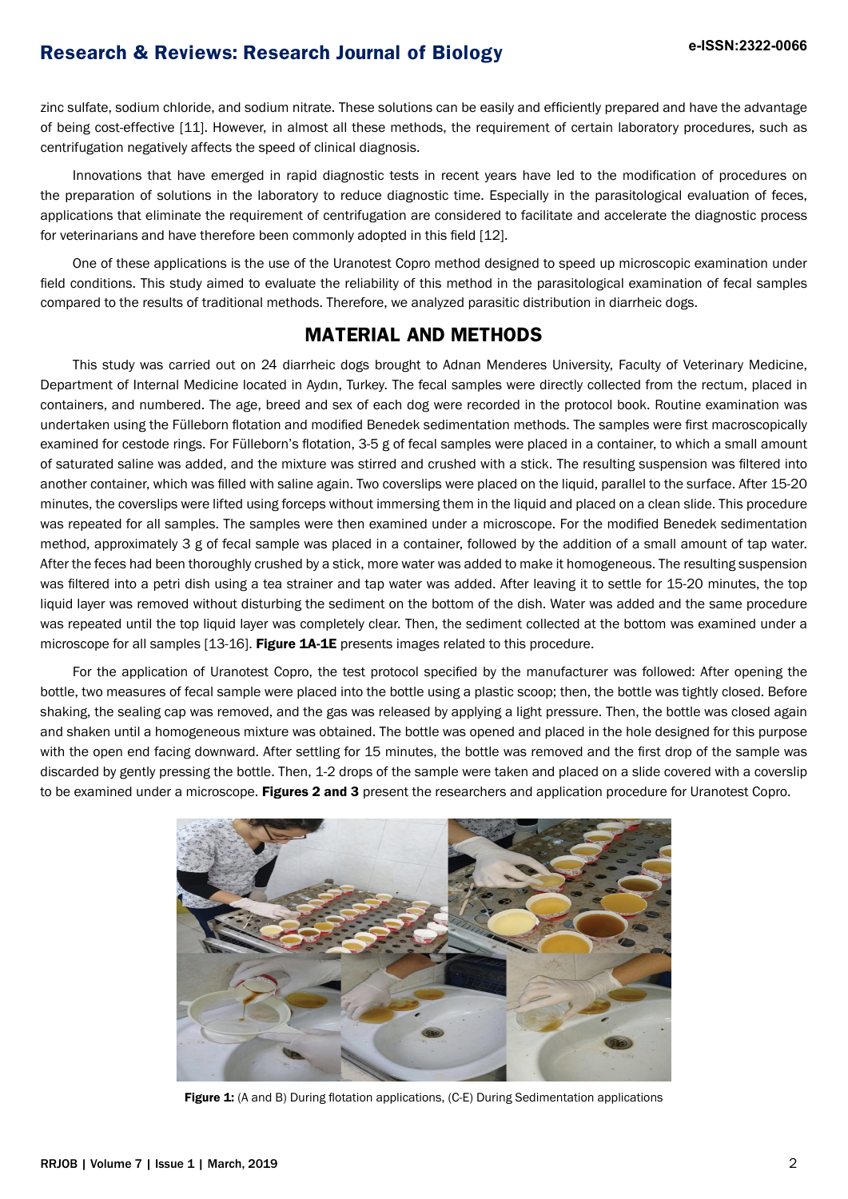zinc sulfate, sodium chloride, and sodium nitrate. These solutions can be easily and efficiently prepared and have the advantage of being cost-effective [11]. However, in almost all these methods, the requirement of certain laboratory procedures, such as centrifugation negatively affects the speed of clinical diagnosis.

Innovations that have emerged in rapid diagnostic tests in recent years have led to the modification of procedures on the preparation of solutions in the laboratory to reduce diagnostic time. Especially in the parasitological evaluation of feces, applications that eliminate the requirement of centrifugation are considered to facilitate and accelerate the diagnostic process for veterinarians and have therefore been commonly adopted in this field [12].

One of these applications is the use of the Uranotest Copro method designed to speed up microscopic examination under field conditions. This study aimed to evaluate the reliability of this method in the parasitological examination of fecal samples compared to the results of traditional methods. Therefore, we analyzed parasitic distribution in diarrheic dogs.

## MATERIAL AND METHODS

This study was carried out on 24 diarrheic dogs brought to Adnan Menderes University, Faculty of Veterinary Medicine, Department of Internal Medicine located in Aydın, Turkey. The fecal samples were directly collected from the rectum, placed in containers, and numbered. The age, breed and sex of each dog were recorded in the protocol book. Routine examination was undertaken using the Fülleborn flotation and modified Benedek sedimentation methods. The samples were first macroscopically examined for cestode rings. For Fülleborn's flotation, 3-5 g of fecal samples were placed in a container, to which a small amount of saturated saline was added, and the mixture was stirred and crushed with a stick. The resulting suspension was filtered into another container, which was filled with saline again. Two coverslips were placed on the liquid, parallel to the surface. After 15-20 minutes, the coverslips were lifted using forceps without immersing them in the liquid and placed on a clean slide. This procedure was repeated for all samples. The samples were then examined under a microscope. For the modified Benedek sedimentation method, approximately 3 g of fecal sample was placed in a container, followed by the addition of a small amount of tap water. After the feces had been thoroughly crushed by a stick, more water was added to make it homogeneous. The resulting suspension was filtered into a petri dish using a tea strainer and tap water was added. After leaving it to settle for 15-20 minutes, the top liquid layer was removed without disturbing the sediment on the bottom of the dish. Water was added and the same procedure was repeated until the top liquid layer was completely clear. Then, the sediment collected at the bottom was examined under a microscope for all samples [13-16]. **Figure 1A-1E** presents images related to this procedure.

For the application of Uranotest Copro, the test protocol specified by the manufacturer was followed: After opening the bottle, two measures of fecal sample were placed into the bottle using a plastic scoop; then, the bottle was tightly closed. Before shaking, the sealing cap was removed, and the gas was released by applying a light pressure. Then, the bottle was closed again and shaken until a homogeneous mixture was obtained. The bottle was opened and placed in the hole designed for this purpose with the open end facing downward. After settling for 15 minutes, the bottle was removed and the first drop of the sample was discarded by gently pressing the bottle. Then, 1-2 drops of the sample were taken and placed on a slide covered with a coverslip to be examined under a microscope. **Figures 2 and 3** present the researchers and application procedure for Uranotest Copro.

**Figure 1:** (A and B) During flotation applications, (C-E) During Sedimentation applications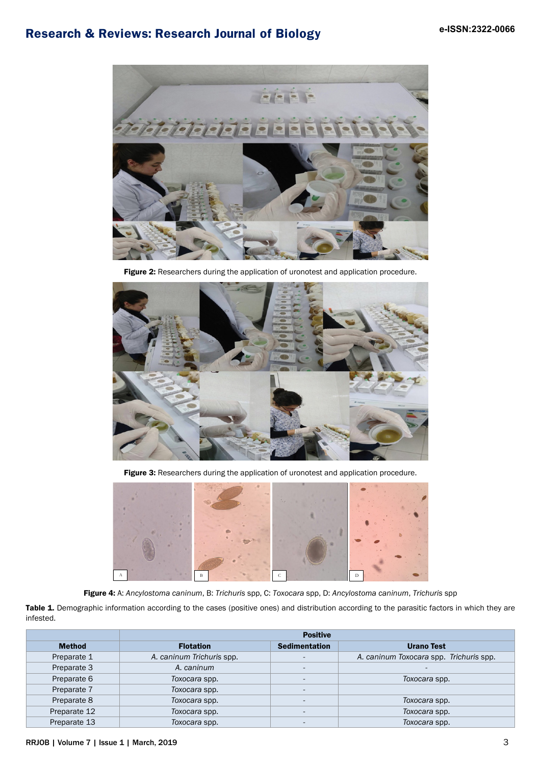Figure 2: Researchers during the application of uronotest and application procedure.

Figure 3: Researchers during the application of uronotest and application procedure.

Figure 4: A: *Ancylostoma caninum*, B: *Trichuris* spp, C: *Toxocara* spp, D: *Ancylostoma caninum*, *Trichuris* spp

**Table 1.** Demographic information according to the cases (positive ones) and distribution according to the parasitic factors in which they are infested.

| | Positive | | |
|---|---|---|---|
| **Method** | **Flotation** | **Sedimentation** | **Urano Test** |
| Preparate 1 | *A. caninum Trichuris* spp. | - | *A. caninum Toxocara* spp. *Trichuris* spp. |
| Preparate 3 | *A. caninum* | - | - |
| Preparate 6 | *Toxocara* spp. | - | *Toxocara* spp. |
| Preparate 7 | *Toxocara* spp. | - | |
| Preparate 8 | *Toxocara* spp. | - | *Toxocara* spp. |
| Preparate 12 | *Toxocara* spp. | - | *Toxocara* spp. |
| Preparate 13 | *Toxocara* spp. | - | *Toxocara* spp. |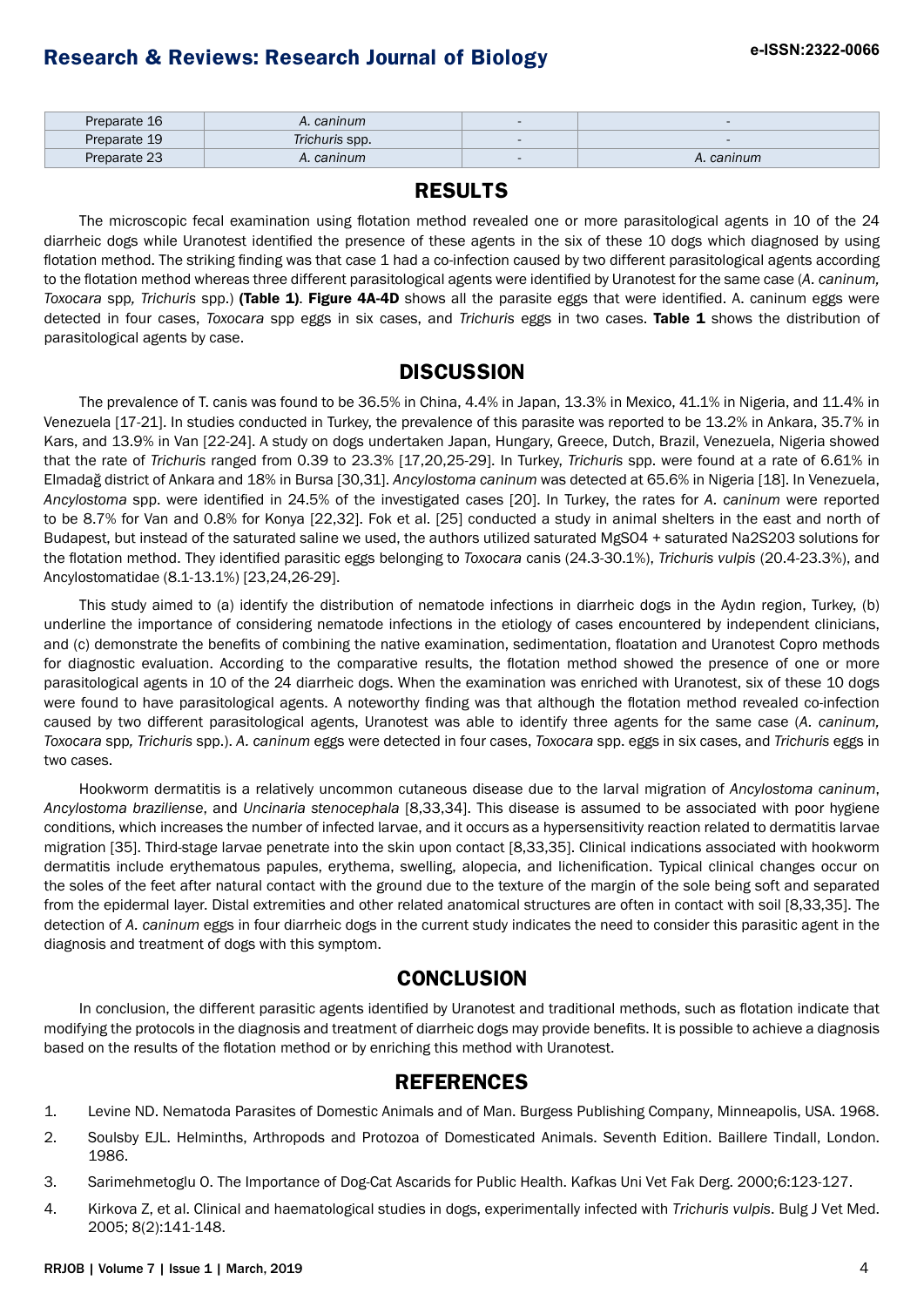| Preparate 16 | *A. caninum* | - | - |
|---|---|---|---|
| Preparate 19 | *Trichuris* spp. | - | - |
| Preparate 23 | *A. caninum* | - | *A. caninum* |

## RESULTS

The microscopic fecal examination using flotation method revealed one or more parasitological agents in 10 of the 24 diarrheic dogs while Uranotest identified the presence of these agents in the six of these 10 dogs which diagnosed by using flotation method. The striking finding was that case 1 had a co-infection caused by two different parasitological agents according to the flotation method whereas three different parasitological agents were identified by Uranotest for the same case (*A. caninum, Toxocara* spp*, Trichuris* spp.) **(Table 1)**. **Figure 4A-4D** shows all the parasite eggs that were identified. A. caninum eggs were detected in four cases, *Toxocara* spp eggs in six cases, and *Trichuris* eggs in two cases. **Table 1** shows the distribution of parasitological agents by case.

## DISCUSSION

The prevalence of T. canis was found to be 36.5% in China, 4.4% in Japan, 13.3% in Mexico, 41.1% in Nigeria, and 11.4% in Venezuela [17-21]. In studies conducted in Turkey, the prevalence of this parasite was reported to be 13.2% in Ankara, 35.7% in Kars, and 13.9% in Van [22-24]. A study on dogs undertaken Japan, Hungary, Greece, Dutch, Brazil, Venezuela, Nigeria showed that the rate of *Trichuris* ranged from 0.39 to 23.3% [17,20,25-29]. In Turkey, *Trichuris* spp. were found at a rate of 6.61% in Elmadağ district of Ankara and 18% in Bursa [30,31]. *Ancylostoma caninum* was detected at 65.6% in Nigeria [18]. In Venezuela, *Ancylostoma* spp. were identified in 24.5% of the investigated cases [20]. In Turkey, the rates for *A. caninum* were reported to be 8.7% for Van and 0.8% for Konya [22,32]. Fok et al. [25] conducted a study in animal shelters in the east and north of Budapest, but instead of the saturated saline we used, the authors utilized saturated $MgSO_4$ + saturated $Na_2S_2O_3$ solutions for the flotation method. They identified parasitic eggs belonging to *Toxocara* canis (24.3-30.1%), *Trichuris vulpis* (20.4-23.3%), and Ancylostomatidae (8.1-13.1%) [23,24,26-29].

This study aimed to (a) identify the distribution of nematode infections in diarrheic dogs in the Aydın region, Turkey, (b) underline the importance of considering nematode infections in the etiology of cases encountered by independent clinicians, and (c) demonstrate the benefits of combining the native examination, sedimentation, floatation and Uranotest Copro methods for diagnostic evaluation. According to the comparative results, the flotation method showed the presence of one or more parasitological agents in 10 of the 24 diarrheic dogs. When the examination was enriched with Uranotest, six of these 10 dogs were found to have parasitological agents. A noteworthy finding was that although the flotation method revealed co-infection caused by two different parasitological agents, Uranotest was able to identify three agents for the same case (*A. caninum, Toxocara* spp*, Trichuris* spp.). *A. caninum* eggs were detected in four cases, *Toxocara* spp. eggs in six cases, and *Trichuris* eggs in two cases.

Hookworm dermatitis is a relatively uncommon cutaneous disease due to the larval migration of *Ancylostoma caninum*, *Ancylostoma braziliense*, and *Uncinaria stenocephala* [8,33,34]. This disease is assumed to be associated with poor hygiene conditions, which increases the number of infected larvae, and it occurs as a hypersensitivity reaction related to dermatitis larvae migration [35]. Third-stage larvae penetrate into the skin upon contact [8,33,35]. Clinical indications associated with hookworm dermatitis include erythematous papules, erythema, swelling, alopecia, and lichenification. Typical clinical changes occur on the soles of the feet after natural contact with the ground due to the texture of the margin of the sole being soft and separated from the epidermal layer. Distal extremities and other related anatomical structures are often in contact with soil [8,33,35]. The detection of *A. caninum* eggs in four diarrheic dogs in the current study indicates the need to consider this parasitic agent in the diagnosis and treatment of dogs with this symptom.

## CONCLUSION

In conclusion, the different parasitic agents identified by Uranotest and traditional methods, such as flotation indicate that modifying the protocols in the diagnosis and treatment of diarrheic dogs may provide benefits. It is possible to achieve a diagnosis based on the results of the flotation method or by enriching this method with Uranotest.

## REFERENCES

1. Levine ND. Nematoda Parasites of Domestic Animals and of Man. Burgess Publishing Company, Minneapolis, USA. 1968.
2. Soulsby EJL. Helminths, Arthropods and Protozoa of Domesticated Animals. Seventh Edition. Baillere Tindall, London. 1986.
3. Sarimehmetoglu O. The Importance of Dog-Cat Ascarids for Public Health. Kafkas Uni Vet Fak Derg. 2000;6:123-127.
4. Kirkova Z, et al. Clinical and haematological studies in dogs, experimentally infected with *Trichuris vulpis*. Bulg J Vet Med. 2005; 8(2):141-148.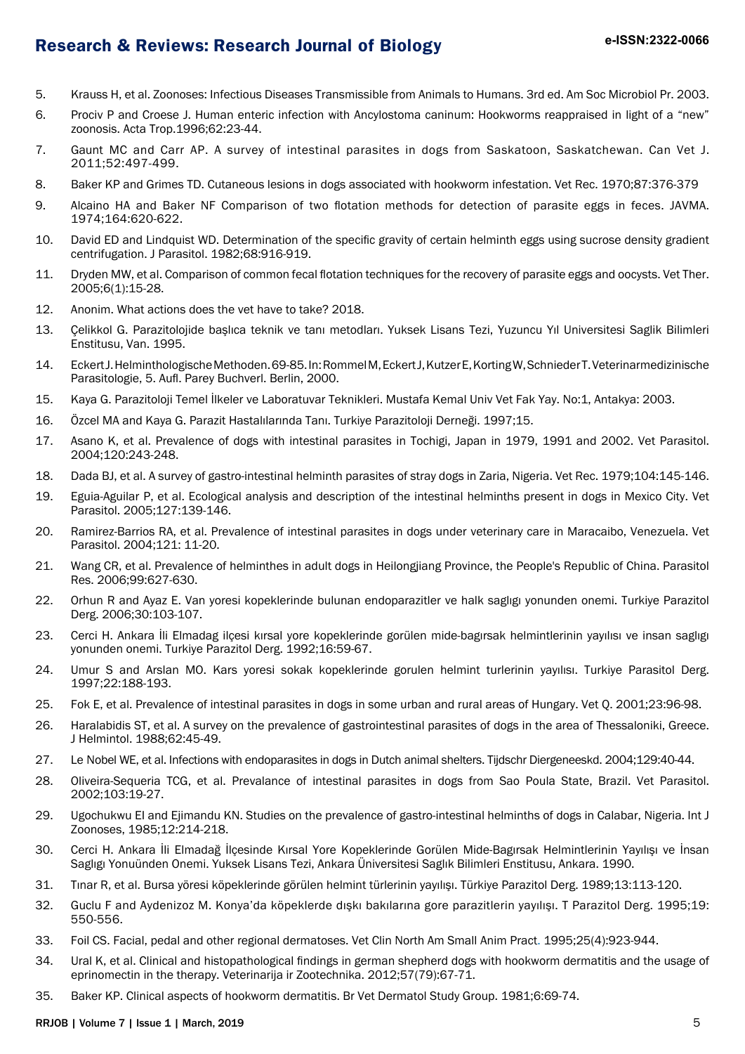5. Krauss H, et al. Zoonoses: Infectious Diseases Transmissible from Animals to Humans. 3rd ed. Am Soc Microbiol Pr. 2003.
6. Prociv P and Croese J. Human enteric infection with Ancylostoma caninum: Hookworms reappraised in light of a "new" zoonosis. Acta Trop.1996;62:23-44.
7. Gaunt MC and Carr AP. A survey of intestinal parasites in dogs from Saskatoon, Saskatchewan. Can Vet J. 2011;52:497-499.
8. Baker KP and Grimes TD. Cutaneous lesions in dogs associated with hookworm infestation. Vet Rec. 1970;87:376-379
9. Alcaino HA and Baker NF Comparison of two flotation methods for detection of parasite eggs in feces. JAVMA. 1974;164:620-622.
10. David ED and Lindquist WD. Determination of the specific gravity of certain helminth eggs using sucrose density gradient centrifugation. J Parasitol. 1982;68:916-919.
11. Dryden MW, et al. Comparison of common fecal flotation techniques for the recovery of parasite eggs and oocysts. Vet Ther. 2005;6(1):15-28.
12. Anonim. What actions does the vet have to take? 2018.
13. Çelikkol G. Parazitolojide başlıca teknik ve tanı metodları. Yuksek Lisans Tezi, Yuzuncu Yıl Universitesi Saglik Bilimleri Enstitusu, Van. 1995.
14. Eckert J. Helminthologische Methoden. 69-85. In: Rommel M, Eckert J, Kutzer E, Korting W, Schnieder T. Veterinarmedizinische Parasitologie, 5. Aufl. Parey Buchverl. Berlin, 2000.
15. Kaya G. Parazitoloji Temel İlkeler ve Laboratuvar Teknikleri. Mustafa Kemal Univ Vet Fak Yay. No:1, Antakya: 2003.
16. Özcel MA and Kaya G. Parazit Hastalılarında Tanı. Turkiye Parazitoloji Derneği. 1997;15.
17. Asano K, et al. Prevalence of dogs with intestinal parasites in Tochigi, Japan in 1979, 1991 and 2002. Vet Parasitol. 2004;120:243-248.
18. Dada BJ, et al. A survey of gastro-intestinal helminth parasites of stray dogs in Zaria, Nigeria. Vet Rec. 1979;104:145-146.
19. Eguia-Aguilar P, et al. Ecological analysis and description of the intestinal helminths present in dogs in Mexico City. Vet Parasitol. 2005;127:139-146.
20. Ramirez-Barrios RA, et al. Prevalence of intestinal parasites in dogs under veterinary care in Maracaibo, Venezuela. Vet Parasitol. 2004;121: 11-20.
21. Wang CR, et al. Prevalence of helminthes in adult dogs in Heilongjiang Province, the People's Republic of China. Parasitol Res. 2006;99:627-630.
22. Orhun R and Ayaz E. Van yoresi kopeklerinde bulunan endoparazitler ve halk saglıgı yonunden onemi. Turkiye Parazitol Derg. 2006;30:103-107.
23. Cerci H. Ankara İli Elmadag ilçesi kırsal yore kopeklerinde görülen mide-bagırsak helmintlerinin yayılısı ve insan saglıgı yonunden onemi. Turkiye Parazitol Derg. 1992;16:59-67.
24. Umur S and Arslan MO. Kars yoresi sokak kopeklerinde gorulen helmint turlerinin yayılısı. Turkiye Parasitol Derg. 1997;22:188-193.
25. Fok E, et al. Prevalence of intestinal parasites in dogs in some urban and rural areas of Hungary. Vet Q. 2001;23:96-98.
26. Haralabidis ST, et al. A survey on the prevalence of gastrointestinal parasites of dogs in the area of Thessaloniki, Greece. J Helmintol. 1988;62:45-49.
27. Le Nobel WE, et al. Infections with endoparasites in dogs in Dutch animal shelters. Tijdschr Diergeneeskd. 2004;129:40-44.
28. Oliveira-Sequeria TCG, et al. Prevalance of intestinal parasites in dogs from Sao Poula State, Brazil. Vet Parasitol. 2002;103:19-27.
29. Ugochukwu EI and Ejimandu KN. Studies on the prevalence of gastro-intestinal helminths of dogs in Calabar, Nigeria. Int J Zoonoses, 1985;12:214-218.
30. Cerci H. Ankara İli Elmadağ İlçesinde Kırsal Yore Kopeklerinde Görülen Mide-Bagırsak Helmintlerinin Yayılışı ve İnsan Saglıgı Yonuünden Onemi. Yuksek Lisans Tezi, Ankara Üniversitesi Saglık Bilimleri Enstitusu, Ankara. 1990.
31. Tınar R, et al. Bursa yöresi köpeklerinde görülen helmint türlerinin yayılışı. Türkiye Parazitol Derg. 1989;13:113-120.
32. Guclu F and Aydenizoz M. Konya'da köpeklerde dışkı bakılarına gore parazitlerin yayılışı. T Parazitol Derg. 1995;19: 550-556.
33. Foil CS. Facial, pedal and other regional dermatoses. Vet Clin North Am Small Anim Pract. 1995;25(4):923-944.
34. Ural K, et al. Clinical and histopathological findings in german shepherd dogs with hookworm dermatitis and the usage of eprinomectin in the therapy. Veterinarija ir Zootechnika. 2012;57(79):67-71.
35. Baker KP. Clinical aspects of hookworm dermatitis. Br Vet Dermatol Study Group. 1981;6:69-74.